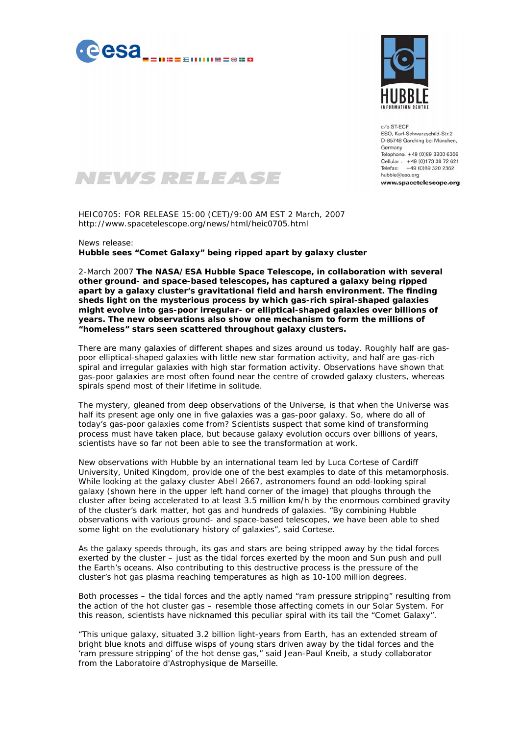c/o ST-ECF
ESO, Karl-Schwarzschild-Str.2
D-85748 Garching bei München,
Germany
Telephone: +49 (0)89 3200 6306
Cellular: +49 (0)173 38 72 621
Telefax: +49 (0)89 320 2362
hubble@eso.org
**www.spacetelescope.org**

# NEWS RELEASE

HEIC0705: FOR RELEASE 15:00 (CET)/9:00 AM EST 2 March, 2007
http://www.spacetelescope.org/news/html/heic0705.html

News release:
**Hubble sees "Comet Galaxy" being ripped apart by galaxy cluster**

2-March 2007 **The NASA/ESA Hubble Space Telescope, in collaboration with several other ground- and space-based telescopes, has captured a galaxy being ripped apart by a galaxy cluster's gravitational field and harsh environment. The finding sheds light on the mysterious process by which gas-rich spiral-shaped galaxies might evolve into gas-poor irregular- or elliptical-shaped galaxies over billions of years. The new observations also show one mechanism to form the millions of "homeless" stars seen scattered throughout galaxy clusters.**

There are many galaxies of different shapes and sizes around us today. Roughly half are gas-poor elliptical-shaped galaxies with little new star formation activity, and half are gas-rich spiral and irregular galaxies with high star formation activity. Observations have shown that gas-poor galaxies are most often found near the centre of crowded galaxy clusters, whereas spirals spend most of their lifetime in solitude.

The mystery, gleaned from deep observations of the Universe, is that when the Universe was half its present age only one in five galaxies was a gas-poor galaxy. So, where do all of today's gas-poor galaxies come from? Scientists suspect that some kind of transforming process must have taken place, but because galaxy evolution occurs over billions of years, scientists have so far not been able to see the transformation at work.

New observations with Hubble by an international team led by Luca Cortese of Cardiff University, United Kingdom, provide one of the best examples to date of this metamorphosis. While looking at the galaxy cluster Abell 2667, astronomers found an odd-looking spiral galaxy (shown here in the upper left hand corner of the image) that ploughs through the cluster after being accelerated to at least 3.5 million km/h by the enormous combined gravity of the cluster's dark matter, hot gas and hundreds of galaxies. "By combining Hubble observations with various ground- and space-based telescopes, we have been able to shed some light on the evolutionary history of galaxies", said Cortese.

As the galaxy speeds through, its gas and stars are being stripped away by the tidal forces exerted by the cluster – just as the tidal forces exerted by the moon and Sun push and pull the Earth's oceans. Also contributing to this destructive process is the pressure of the cluster's hot gas plasma reaching temperatures as high as 10-100 million degrees.

Both processes – the tidal forces and the aptly named "ram pressure stripping" resulting from the action of the hot cluster gas – resemble those affecting comets in our Solar System. For this reason, scientists have nicknamed this peculiar spiral with its tail the "Comet Galaxy".

"This unique galaxy, situated 3.2 billion light-years from Earth, has an extended stream of bright blue knots and diffuse wisps of young stars driven away by the tidal forces and the 'ram pressure stripping' of the hot dense gas," said Jean-Paul Kneib, a study collaborator from the Laboratoire d'Astrophysique de Marseille.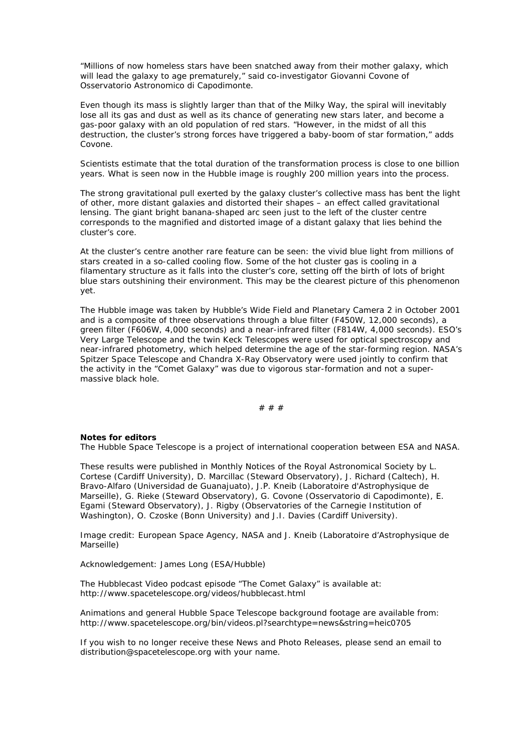“Millions of now homeless stars have been snatched away from their mother galaxy, which will lead the galaxy to age prematurely,” said co-investigator Giovanni Covone of Osservatorio Astronomico di Capodimonte.

Even though its mass is slightly larger than that of the Milky Way, the spiral will inevitably lose all its gas and dust as well as its chance of generating new stars later, and become a gas-poor galaxy with an old population of red stars. “However, in the midst of all this destruction, the cluster’s strong forces have triggered a baby-boom of star formation,” adds Covone.

Scientists estimate that the total duration of the transformation process is close to one billion years. What is seen now in the Hubble image is roughly 200 million years into the process.

The strong gravitational pull exerted by the galaxy cluster’s collective mass has bent the light of other, more distant galaxies and distorted their shapes – an effect called gravitational lensing. The giant bright banana-shaped arc seen just to the left of the cluster centre corresponds to the magnified and distorted image of a distant galaxy that lies behind the cluster’s core.

At the cluster’s centre another rare feature can be seen: the vivid blue light from millions of stars created in a so-called cooling flow. Some of the hot cluster gas is cooling in a filamentary structure as it falls into the cluster’s core, setting off the birth of lots of bright blue stars outshining their environment. This may be the clearest picture of this phenomenon yet.

The Hubble image was taken by Hubble’s Wide Field and Planetary Camera 2 in October 2001 and is a composite of three observations through a blue filter (F450W, 12,000 seconds), a green filter (F606W, 4,000 seconds) and a near-infrared filter (F814W, 4,000 seconds). ESO’s Very Large Telescope and the twin Keck Telescopes were used for optical spectroscopy and near-infrared photometry, which helped determine the age of the star-forming region. NASA’s Spitzer Space Telescope and Chandra X-Ray Observatory were used jointly to confirm that the activity in the “Comet Galaxy” was due to vigorous star-formation and not a super-massive black hole.

# # #

**Notes for editors**

The Hubble Space Telescope is a project of international cooperation between ESA and NASA.

These results were published in Monthly Notices of the Royal Astronomical Society by L. Cortese (Cardiff University), D. Marcillac (Steward Observatory), J. Richard (Caltech), H. Bravo-Alfaro (Universidad de Guanajuato), J.P. Kneib (Laboratoire d'Astrophysique de Marseille), G. Rieke (Steward Observatory), G. Covone (Osservatorio di Capodimonte), E. Egami (Steward Observatory), J. Rigby (Observatories of the Carnegie Institution of Washington), O. Czoske (Bonn University) and J.I. Davies (Cardiff University).

Image credit: European Space Agency, NASA and J. Kneib (Laboratoire d’Astrophysique de Marseille)

Acknowledgement: James Long (ESA/Hubble)

The Hubblecast Video podcast episode “The Comet Galaxy” is available at: http://www.spacetelescope.org/videos/hubblecast.html

Animations and general Hubble Space Telescope background footage are available from: http://www.spacetelescope.org/bin/videos.pl?searchtype=news&string=heic0705

If you wish to no longer receive these News and Photo Releases, please send an email to distribution@spacetelescope.org with your name.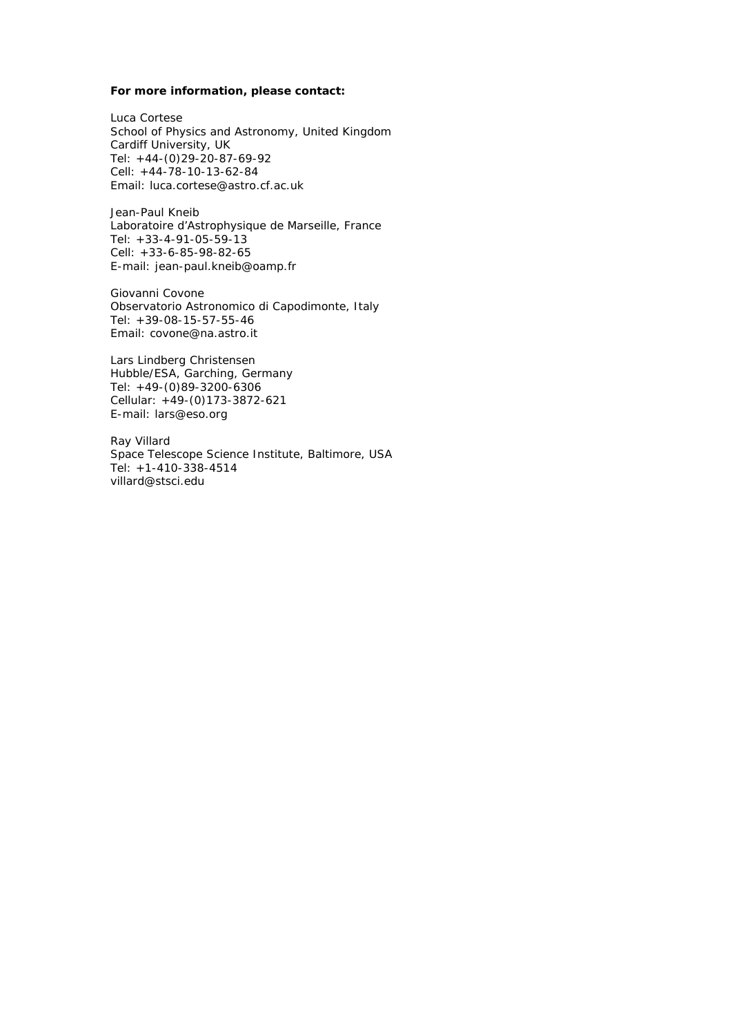**For more information, please contact:**

Luca Cortese  
School of Physics and Astronomy, United Kingdom  
Cardiff University, UK  
Tel: +44-(0)29-20-87-69-92  
Cell: +44-78-10-13-62-84  
Email: luca.cortese@astro.cf.ac.uk

Jean-Paul Kneib  
Laboratoire d'Astrophysique de Marseille, France  
Tel: +33-4-91-05-59-13  
Cell: +33-6-85-98-82-65  
E-mail: jean-paul.kneib@oamp.fr

Giovanni Covone  
Observatorio Astronomico di Capodimonte, Italy  
Tel: +39-08-15-57-55-46  
Email: covone@na.astro.it

Lars Lindberg Christensen  
Hubble/ESA, Garching, Germany  
Tel: +49-(0)89-3200-6306  
Cellular: +49-(0)173-3872-621  
E-mail: lars@eso.org

Ray Villard  
Space Telescope Science Institute, Baltimore, USA  
Tel: +1-410-338-4514  
villard@stsci.edu